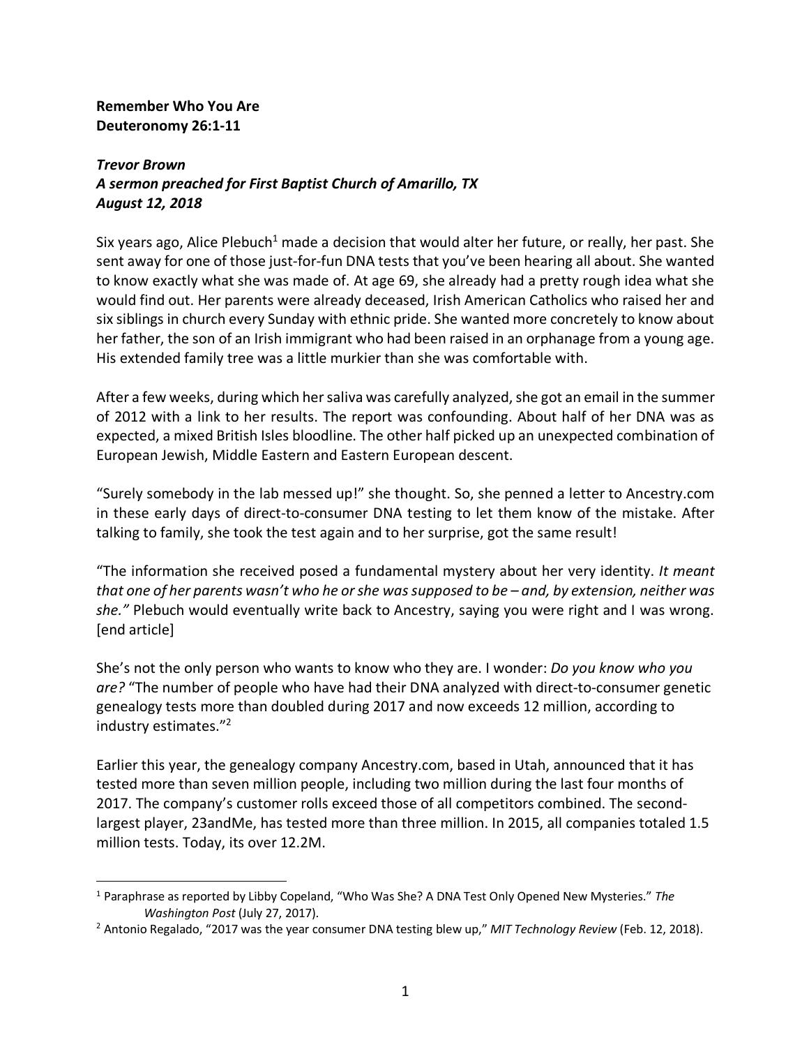**Remember Who You Are**
**Deuteronomy 26:1-11**

***Trevor Brown***
***A sermon preached for First Baptist Church of Amarillo, TX***
***August 12, 2018***

Six years ago, Alice Plebuch[1] made a decision that would alter her future, or really, her past. She sent away for one of those just-for-fun DNA tests that you've been hearing all about. She wanted to know exactly what she was made of. At age 69, she already had a pretty rough idea what she would find out. Her parents were already deceased, Irish American Catholics who raised her and six siblings in church every Sunday with ethnic pride. She wanted more concretely to know about her father, the son of an Irish immigrant who had been raised in an orphanage from a young age. His extended family tree was a little murkier than she was comfortable with.

After a few weeks, during which her saliva was carefully analyzed, she got an email in the summer of 2012 with a link to her results. The report was confounding. About half of her DNA was as expected, a mixed British Isles bloodline. The other half picked up an unexpected combination of European Jewish, Middle Eastern and Eastern European descent.

"Surely somebody in the lab messed up!" she thought. So, she penned a letter to Ancestry.com in these early days of direct-to-consumer DNA testing to let them know of the mistake. After talking to family, she took the test again and to her surprise, got the same result!

"The information she received posed a fundamental mystery about her very identity. *It meant that one of her parents wasn't who he or she was supposed to be – and, by extension, neither was she."* Plebuch would eventually write back to Ancestry, saying you were right and I was wrong. [end article]

She's not the only person who wants to know who they are. I wonder: *Do you know who you are?* "The number of people who have had their DNA analyzed with direct-to-consumer genetic genealogy tests more than doubled during 2017 and now exceeds 12 million, according to industry estimates."[2]

Earlier this year, the genealogy company Ancestry.com, based in Utah, announced that it has tested more than seven million people, including two million during the last four months of 2017. The company's customer rolls exceed those of all competitors combined. The second-largest player, 23andMe, has tested more than three million. In 2015, all companies totaled 1.5 million tests. Today, its over 12.2M.

---

[1] Paraphrase as reported by Libby Copeland, "Who Was She? A DNA Test Only Opened New Mysteries." *The Washington Post* (July 27, 2017).

[2] Antonio Regalado, "2017 was the year consumer DNA testing blew up," *MIT Technology Review* (Feb. 12, 2018).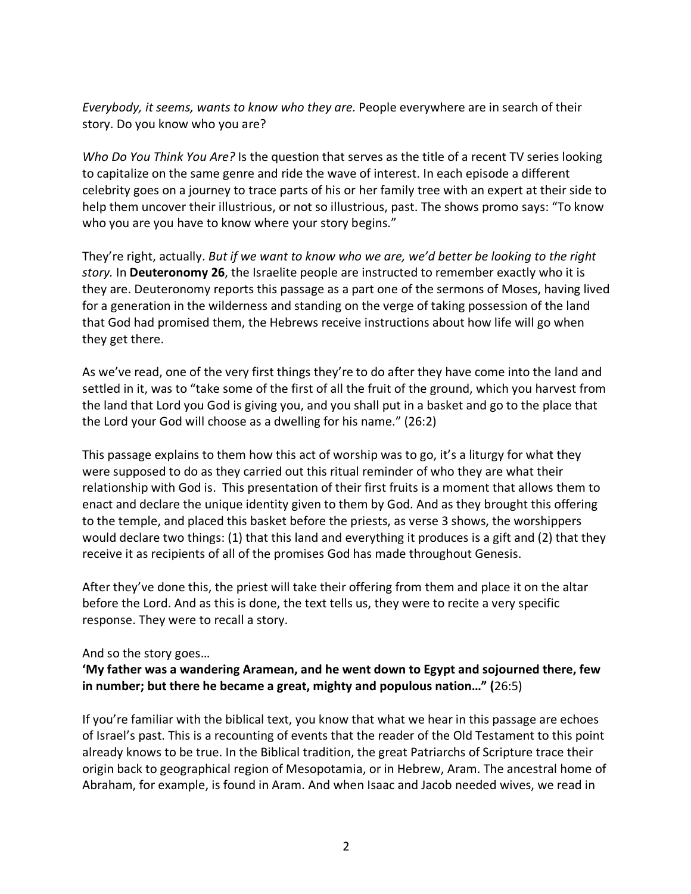*Everybody, it seems, wants to know who they are.* People everywhere are in search of their story. Do you know who you are?

*Who Do You Think You Are?* Is the question that serves as the title of a recent TV series looking to capitalize on the same genre and ride the wave of interest. In each episode a different celebrity goes on a journey to trace parts of his or her family tree with an expert at their side to help them uncover their illustrious, or not so illustrious, past. The shows promo says: "To know who you are you have to know where your story begins."

They're right, actually. *But if we want to know who we are, we'd better be looking to the right story.* In **Deuteronomy 26**, the Israelite people are instructed to remember exactly who it is they are. Deuteronomy reports this passage as a part one of the sermons of Moses, having lived for a generation in the wilderness and standing on the verge of taking possession of the land that God had promised them, the Hebrews receive instructions about how life will go when they get there.

As we've read, one of the very first things they're to do after they have come into the land and settled in it, was to "take some of the first of all the fruit of the ground, which you harvest from the land that Lord you God is giving you, and you shall put in a basket and go to the place that the Lord your God will choose as a dwelling for his name." (26:2)

This passage explains to them how this act of worship was to go, it's a liturgy for what they were supposed to do as they carried out this ritual reminder of who they are what their relationship with God is. This presentation of their first fruits is a moment that allows them to enact and declare the unique identity given to them by God. And as they brought this offering to the temple, and placed this basket before the priests, as verse 3 shows, the worshippers would declare two things: (1) that this land and everything it produces is a gift and (2) that they receive it as recipients of all of the promises God has made throughout Genesis.

After they've done this, the priest will take their offering from them and place it on the altar before the Lord. And as this is done, the text tells us, they were to recite a very specific response. They were to recall a story.

And so the story goes…

**'My father was a wandering Aramean, and he went down to Egypt and sojourned there, few in number; but there he became a great, mighty and populous nation…" (**26:5)

If you're familiar with the biblical text, you know that what we hear in this passage are echoes of Israel's past. This is a recounting of events that the reader of the Old Testament to this point already knows to be true. In the Biblical tradition, the great Patriarchs of Scripture trace their origin back to geographical region of Mesopotamia, or in Hebrew, Aram. The ancestral home of Abraham, for example, is found in Aram. And when Isaac and Jacob needed wives, we read in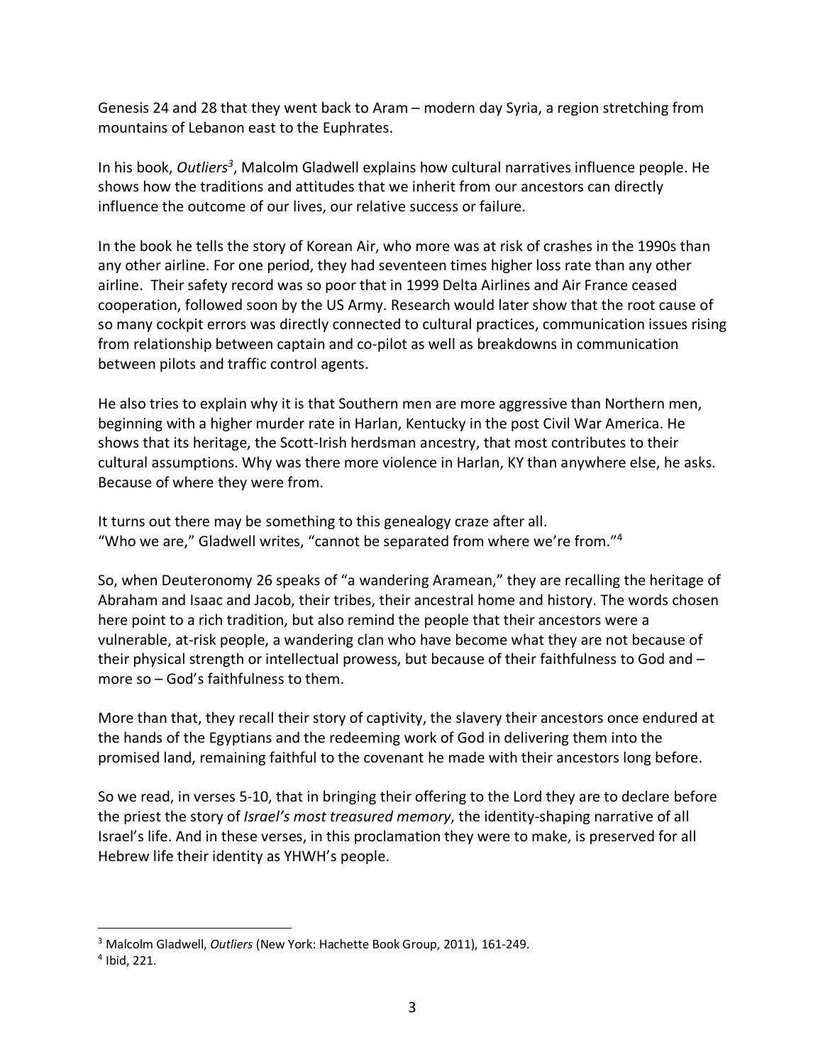Genesis 24 and 28 that they went back to Aram – modern day Syria, a region stretching from mountains of Lebanon east to the Euphrates.

In his book, *Outliers*[3], Malcolm Gladwell explains how cultural narratives influence people. He shows how the traditions and attitudes that we inherit from our ancestors can directly influence the outcome of our lives, our relative success or failure.

In the book he tells the story of Korean Air, who more was at risk of crashes in the 1990s than any other airline. For one period, they had seventeen times higher loss rate than any other airline. Their safety record was so poor that in 1999 Delta Airlines and Air France ceased cooperation, followed soon by the US Army. Research would later show that the root cause of so many cockpit errors was directly connected to cultural practices, communication issues rising from relationship between captain and co-pilot as well as breakdowns in communication between pilots and traffic control agents.

He also tries to explain why it is that Southern men are more aggressive than Northern men, beginning with a higher murder rate in Harlan, Kentucky in the post Civil War America. He shows that its heritage, the Scott-Irish herdsman ancestry, that most contributes to their cultural assumptions. Why was there more violence in Harlan, KY than anywhere else, he asks. Because of where they were from.

It turns out there may be something to this genealogy craze after all.
"Who we are," Gladwell writes, "cannot be separated from where we're from."[4]

So, when Deuteronomy 26 speaks of "a wandering Aramean," they are recalling the heritage of Abraham and Isaac and Jacob, their tribes, their ancestral home and history. The words chosen here point to a rich tradition, but also remind the people that their ancestors were a vulnerable, at-risk people, a wandering clan who have become what they are not because of their physical strength or intellectual prowess, but because of their faithfulness to God and – more so – God's faithfulness to them.

More than that, they recall their story of captivity, the slavery their ancestors once endured at the hands of the Egyptians and the redeeming work of God in delivering them into the promised land, remaining faithful to the covenant he made with their ancestors long before.

So we read, in verses 5-10, that in bringing their offering to the Lord they are to declare before the priest the story of *Israel's most treasured memory*, the identity-shaping narrative of all Israel's life. And in these verses, in this proclamation they were to make, is preserved for all Hebrew life their identity as YHWH's people.

---

[3] Malcolm Gladwell, *Outliers* (New York: Hachette Book Group, 2011), 161-249.

[4] Ibid, 221.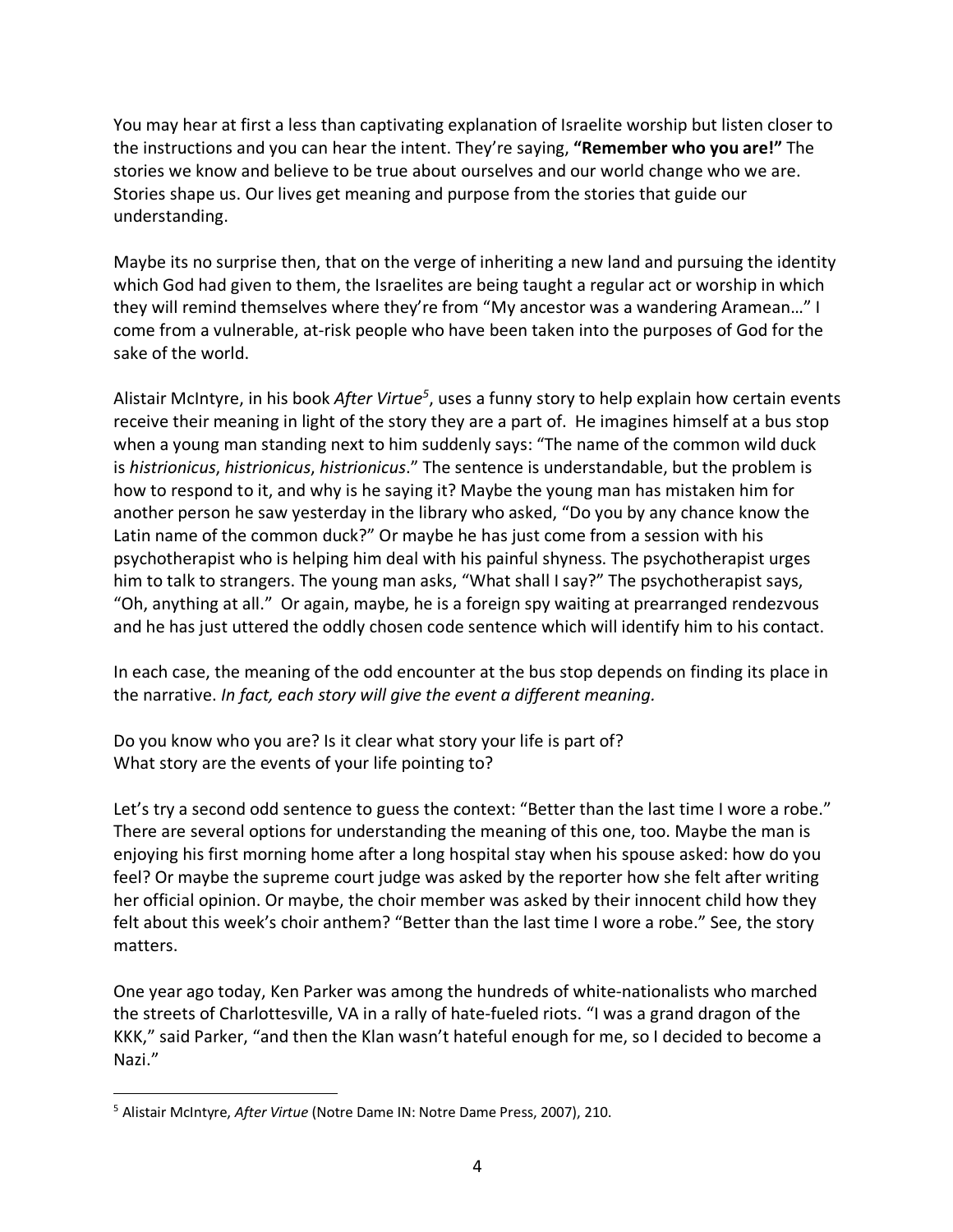You may hear at first a less than captivating explanation of Israelite worship but listen closer to the instructions and you can hear the intent. They're saying, **"Remember who you are!"** The stories we know and believe to be true about ourselves and our world change who we are. Stories shape us. Our lives get meaning and purpose from the stories that guide our understanding.

Maybe its no surprise then, that on the verge of inheriting a new land and pursuing the identity which God had given to them, the Israelites are being taught a regular act or worship in which they will remind themselves where they're from "My ancestor was a wandering Aramean…" I come from a vulnerable, at-risk people who have been taken into the purposes of God for the sake of the world.

Alistair McIntyre, in his book *After Virtue*[5], uses a funny story to help explain how certain events receive their meaning in light of the story they are a part of. He imagines himself at a bus stop when a young man standing next to him suddenly says: "The name of the common wild duck is *histrionicus*, *histrionicus*, *histrionicus*." The sentence is understandable, but the problem is how to respond to it, and why is he saying it? Maybe the young man has mistaken him for another person he saw yesterday in the library who asked, "Do you by any chance know the Latin name of the common duck?" Or maybe he has just come from a session with his psychotherapist who is helping him deal with his painful shyness. The psychotherapist urges him to talk to strangers. The young man asks, "What shall I say?" The psychotherapist says, "Oh, anything at all." Or again, maybe, he is a foreign spy waiting at prearranged rendezvous and he has just uttered the oddly chosen code sentence which will identify him to his contact.

In each case, the meaning of the odd encounter at the bus stop depends on finding its place in the narrative. *In fact, each story will give the event a different meaning.*

Do you know who you are? Is it clear what story your life is part of?
What story are the events of your life pointing to?

Let's try a second odd sentence to guess the context: "Better than the last time I wore a robe." There are several options for understanding the meaning of this one, too. Maybe the man is enjoying his first morning home after a long hospital stay when his spouse asked: how do you feel? Or maybe the supreme court judge was asked by the reporter how she felt after writing her official opinion. Or maybe, the choir member was asked by their innocent child how they felt about this week's choir anthem? "Better than the last time I wore a robe." See, the story matters.

One year ago today, Ken Parker was among the hundreds of white-nationalists who marched the streets of Charlottesville, VA in a rally of hate-fueled riots. "I was a grand dragon of the KKK," said Parker, "and then the Klan wasn't hateful enough for me, so I decided to become a Nazi."

---

[5] Alistair McIntyre, *After Virtue* (Notre Dame IN: Notre Dame Press, 2007), 210.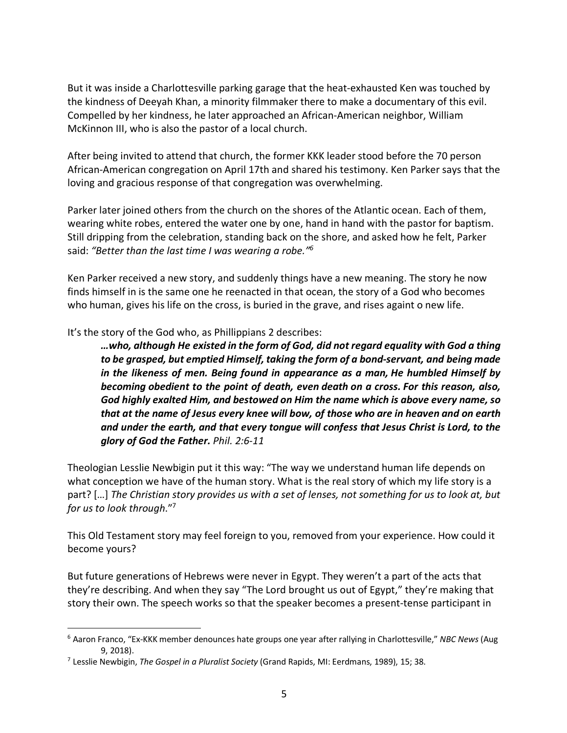But it was inside a Charlottesville parking garage that the heat-exhausted Ken was touched by the kindness of Deeyah Khan, a minority filmmaker there to make a documentary of this evil. Compelled by her kindness, he later approached an African-American neighbor, William McKinnon III, who is also the pastor of a local church.

After being invited to attend that church, the former KKK leader stood before the 70 person African-American congregation on April 17th and shared his testimony. Ken Parker says that the loving and gracious response of that congregation was overwhelming.

Parker later joined others from the church on the shores of the Atlantic ocean. Each of them, wearing white robes, entered the water one by one, hand in hand with the pastor for baptism. Still dripping from the celebration, standing back on the shore, and asked how he felt, Parker said: *"Better than the last time I was wearing a robe."*[6]

Ken Parker received a new story, and suddenly things have a new meaning. The story he now finds himself in is the same one he reenacted in that ocean, the story of a God who becomes who human, gives his life on the cross, is buried in the grave, and rises againt o new life.

It's the story of the God who, as Phillippians 2 describes:

> ***…who, although He existed in the form of God, did not regard equality with God a thing to be grasped, but emptied Himself, taking the form of a bond-servant, and being made in the likeness of men. Being found in appearance as a man, He humbled Himself by becoming obedient to the point of death, even death on a cross. For this reason, also, God highly exalted Him, and bestowed on Him the name which is above every name, so that at the name of Jesus every knee will bow, of those who are in heaven and on earth and under the earth, and that every tongue will confess that Jesus Christ is Lord, to the glory of God the Father.*** *Phil. 2:6-11*

Theologian Lesslie Newbigin put it this way: "The way we understand human life depends on what conception we have of the human story. What is the real story of which my life story is a part? […] *The Christian story provides us with a set of lenses, not something for us to look at, but for us to look through*."[7]

This Old Testament story may feel foreign to you, removed from your experience. How could it become yours?

But future generations of Hebrews were never in Egypt. They weren't a part of the acts that they're describing. And when they say "The Lord brought us out of Egypt," they're making that story their own. The speech works so that the speaker becomes a present-tense participant in

---

[6] Aaron Franco, "Ex-KKK member denounces hate groups one year after rallying in Charlottesville," *NBC News* (Aug 9, 2018).

[7] Lesslie Newbigin, *The Gospel in a Pluralist Society* (Grand Rapids, MI: Eerdmans, 1989), 15; 38.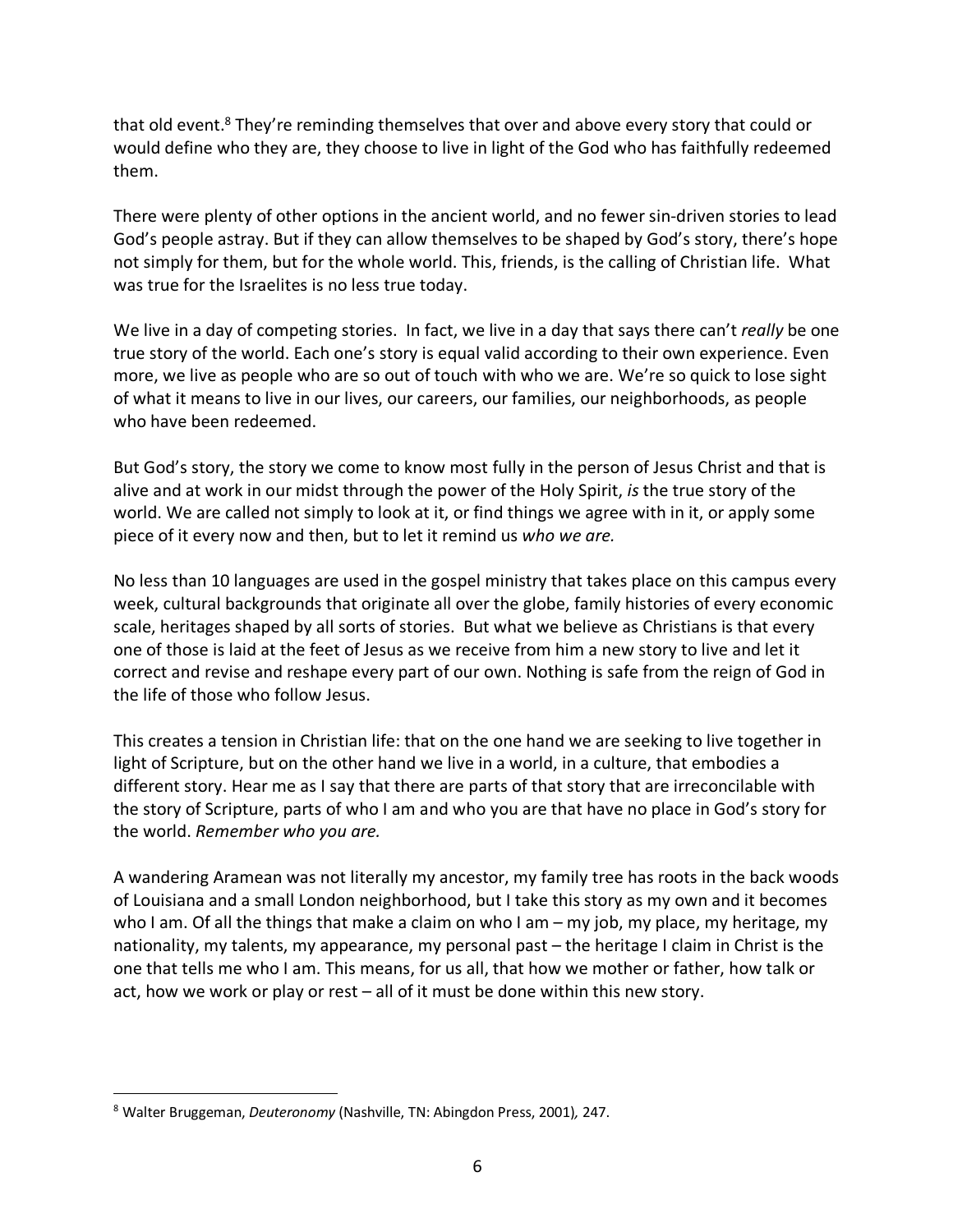that old event.[8] They're reminding themselves that over and above every story that could or would define who they are, they choose to live in light of the God who has faithfully redeemed them.

There were plenty of other options in the ancient world, and no fewer sin-driven stories to lead God's people astray. But if they can allow themselves to be shaped by God's story, there's hope not simply for them, but for the whole world. This, friends, is the calling of Christian life. What was true for the Israelites is no less true today.

We live in a day of competing stories. In fact, we live in a day that says there can't *really* be one true story of the world. Each one's story is equal valid according to their own experience. Even more, we live as people who are so out of touch with who we are. We're so quick to lose sight of what it means to live in our lives, our careers, our families, our neighborhoods, as people who have been redeemed.

But God's story, the story we come to know most fully in the person of Jesus Christ and that is alive and at work in our midst through the power of the Holy Spirit, *is* the true story of the world. We are called not simply to look at it, or find things we agree with in it, or apply some piece of it every now and then, but to let it remind us *who we are.*

No less than 10 languages are used in the gospel ministry that takes place on this campus every week, cultural backgrounds that originate all over the globe, family histories of every economic scale, heritages shaped by all sorts of stories. But what we believe as Christians is that every one of those is laid at the feet of Jesus as we receive from him a new story to live and let it correct and revise and reshape every part of our own. Nothing is safe from the reign of God in the life of those who follow Jesus.

This creates a tension in Christian life: that on the one hand we are seeking to live together in light of Scripture, but on the other hand we live in a world, in a culture, that embodies a different story. Hear me as I say that there are parts of that story that are irreconcilable with the story of Scripture, parts of who I am and who you are that have no place in God's story for the world. *Remember who you are.*

A wandering Aramean was not literally my ancestor, my family tree has roots in the back woods of Louisiana and a small London neighborhood, but I take this story as my own and it becomes who I am. Of all the things that make a claim on who I am – my job, my place, my heritage, my nationality, my talents, my appearance, my personal past – the heritage I claim in Christ is the one that tells me who I am. This means, for us all, that how we mother or father, how talk or act, how we work or play or rest – all of it must be done within this new story.

---

[8] Walter Bruggeman, *Deuteronomy* (Nashville, TN: Abingdon Press, 2001), 247.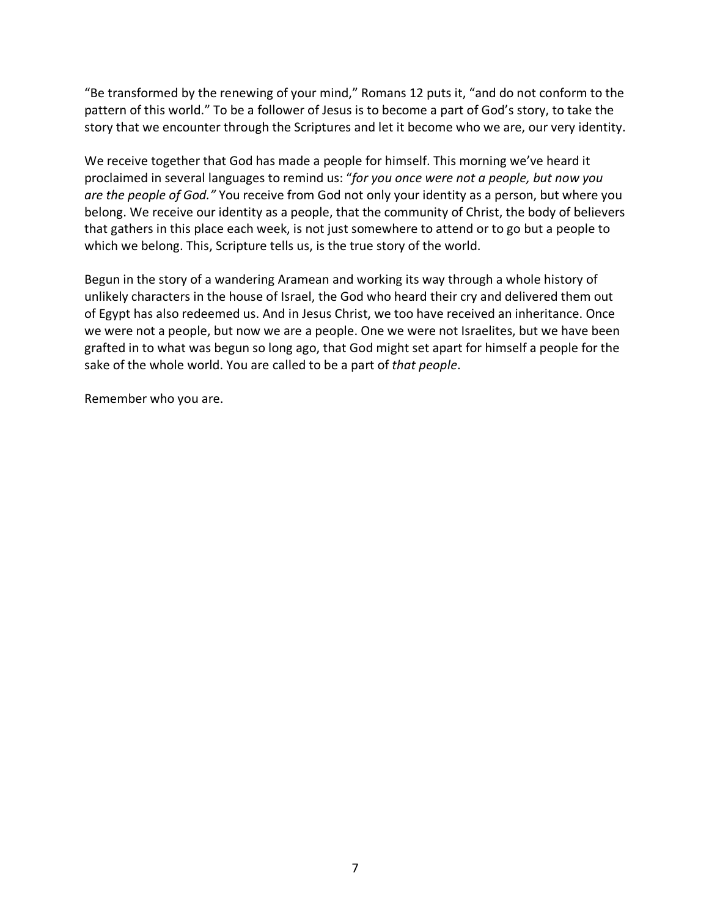“Be transformed by the renewing of your mind,” Romans 12 puts it, “and do not conform to the pattern of this world.” To be a follower of Jesus is to become a part of God’s story, to take the story that we encounter through the Scriptures and let it become who we are, our very identity.

We receive together that God has made a people for himself. This morning we’ve heard it proclaimed in several languages to remind us: “*for you once were not a people, but now you are the people of God.”* You receive from God not only your identity as a person, but where you belong. We receive our identity as a people, that the community of Christ, the body of believers that gathers in this place each week, is not just somewhere to attend or to go but a people to which we belong. This, Scripture tells us, is the true story of the world.

Begun in the story of a wandering Aramean and working its way through a whole history of unlikely characters in the house of Israel, the God who heard their cry and delivered them out of Egypt has also redeemed us. And in Jesus Christ, we too have received an inheritance. Once we were not a people, but now we are a people. One we were not Israelites, but we have been grafted in to what was begun so long ago, that God might set apart for himself a people for the sake of the whole world. You are called to be a part of *that people*.

Remember who you are.